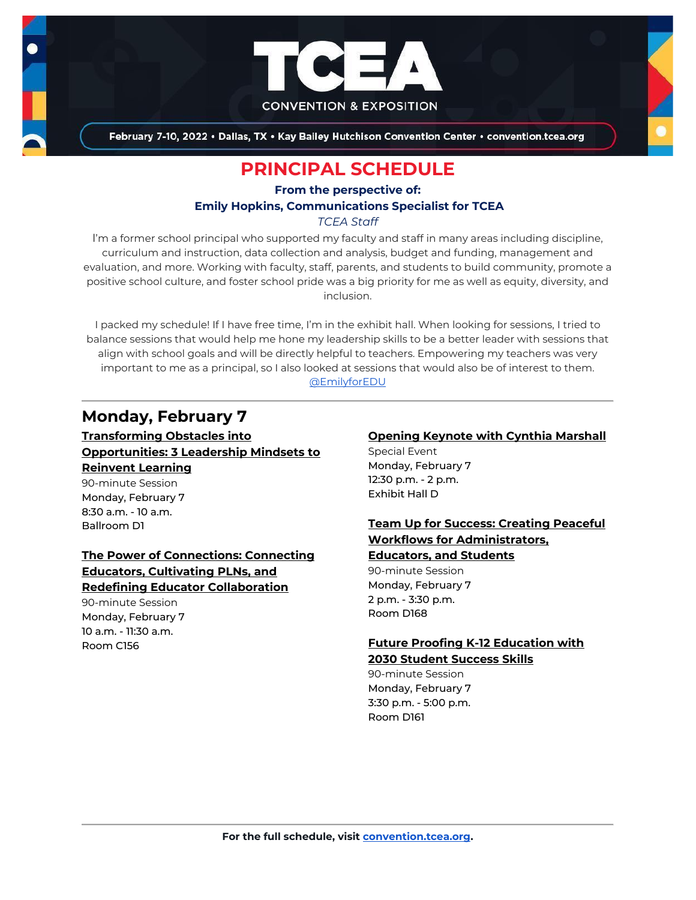# TCEA CONVENTION & EXPOSITION

February 7-10, 2022 • Dallas, TX • Kay Bailey Hutchison Convention Center • convention.tcea.org

# PRINCIPAL SCHEDULE

**From the perspective of:**
**Emily Hopkins, Communications Specialist for TCEA**
*TCEA Staff*

I'm a former school principal who supported my faculty and staff in many areas including discipline, curriculum and instruction, data collection and analysis, budget and funding, management and evaluation, and more. Working with faculty, staff, parents, and students to build community, promote a positive school culture, and foster school pride was a big priority for me as well as equity, diversity, and inclusion.

I packed my schedule! If I have free time, I'm in the exhibit hall. When looking for sessions, I tried to balance sessions that would help me hone my leadership skills to be a better leader with sessions that align with school goals and will be directly helpful to teachers. Empowering my teachers was very important to me as a principal, so I also looked at sessions that would also be of interest to them.
@EmilyforEDU

---

## Monday, February 7

**Transforming Obstacles into Opportunities: 3 Leadership Mindsets to Reinvent Learning**
90-minute Session
Monday, February 7
8:30 a.m. - 10 a.m.
Ballroom D1

**The Power of Connections: Connecting Educators, Cultivating PLNs, and Redefining Educator Collaboration**
90-minute Session
Monday, February 7
10 a.m. - 11:30 a.m.
Room C156

**Opening Keynote with Cynthia Marshall**
Special Event
Monday, February 7
12:30 p.m. - 2 p.m.
Exhibit Hall D

**Team Up for Success: Creating Peaceful Workflows for Administrators, Educators, and Students**
90-minute Session
Monday, February 7
2 p.m. - 3:30 p.m.
Room D168

**Future Proofing K-12 Education with 2030 Student Success Skills**
90-minute Session
Monday, February 7
3:30 p.m. - 5:00 p.m.
Room D161

---

**For the full schedule, visit convention.tcea.org.**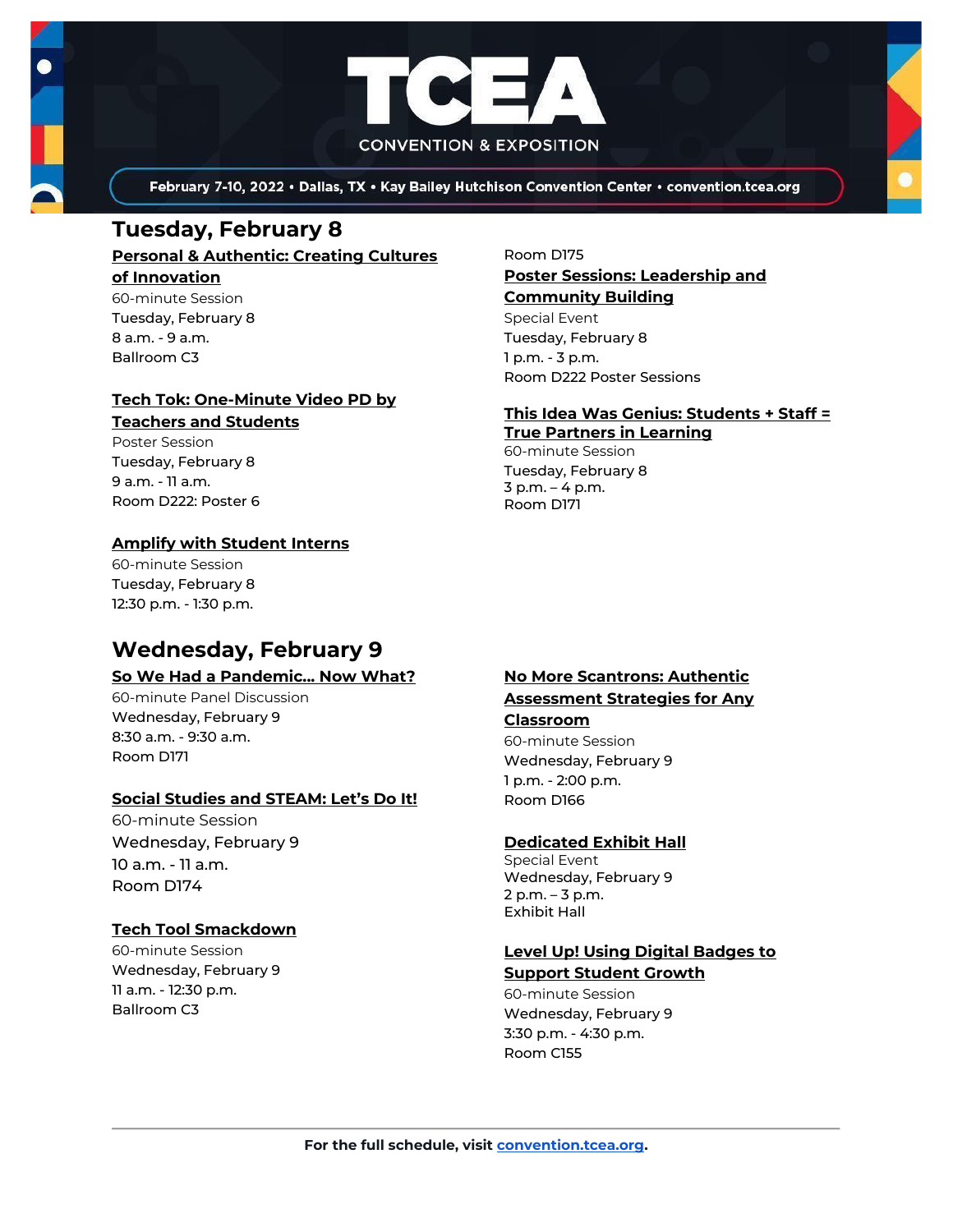# TCEA CONVENTION & EXPOSITION

February 7-10, 2022 • Dallas, TX • Kay Bailey Hutchison Convention Center • convention.tcea.org

## Tuesday, February 8

**Personal & Authentic: Creating Cultures of Innovation**
60-minute Session
Tuesday, February 8
8 a.m. - 9 a.m.
Ballroom C3

**Tech Tok: One-Minute Video PD by Teachers and Students**
Poster Session
Tuesday, February 8
9 a.m. - 11 a.m.
Room D222: Poster 6

**Amplify with Student Interns**
60-minute Session
Tuesday, February 8
12:30 p.m. - 1:30 p.m.
Room D175

**Poster Sessions: Leadership and Community Building**
Special Event
Tuesday, February 8
1 p.m. - 3 p.m.
Room D222 Poster Sessions

**This Idea Was Genius: Students + Staff = True Partners in Learning**
60-minute Session
Tuesday, February 8
3 p.m. – 4 p.m.
Room D171

## Wednesday, February 9

**So We Had a Pandemic... Now What?**
60-minute Panel Discussion
Wednesday, February 9
8:30 a.m. - 9:30 a.m.
Room D171

**Social Studies and STEAM: Let's Do It!**
60-minute Session
Wednesday, February 9
10 a.m. - 11 a.m.
Room D174

**Tech Tool Smackdown**
60-minute Session
Wednesday, February 9
11 a.m. - 12:30 p.m.
Ballroom C3

**No More Scantrons: Authentic Assessment Strategies for Any Classroom**
60-minute Session
Wednesday, February 9
1 p.m. - 2:00 p.m.
Room D166

**Dedicated Exhibit Hall**
Special Event
Wednesday, February 9
2 p.m. – 3 p.m.
Exhibit Hall

**Level Up! Using Digital Badges to Support Student Growth**
60-minute Session
Wednesday, February 9
3:30 p.m. - 4:30 p.m.
Room C155

---

**For the full schedule, visit [convention.tcea.org](convention.tcea.org).**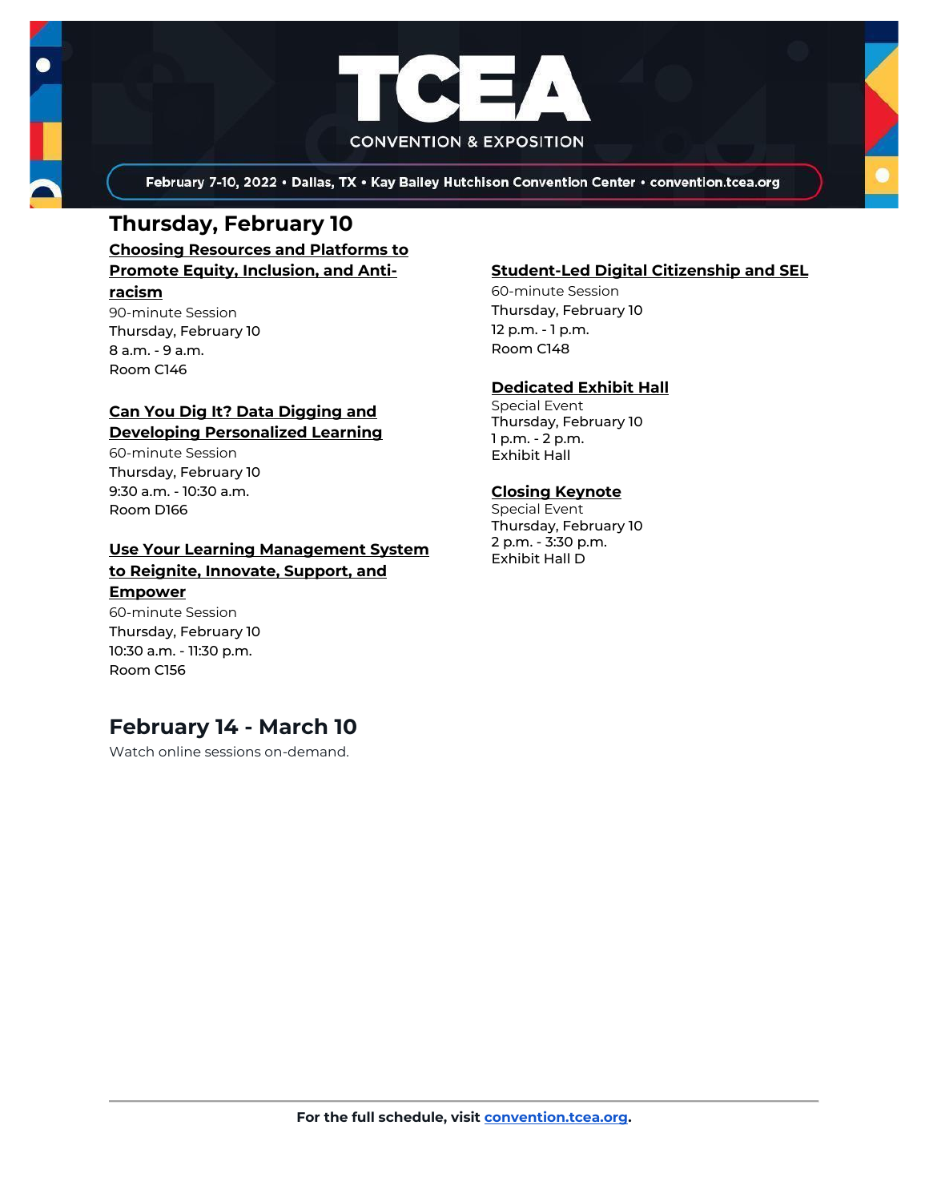## Thursday, February 10

**Choosing Resources and Platforms to Promote Equity, Inclusion, and Anti-racism**
90-minute Session
Thursday, February 10
8 a.m. - 9 a.m.
Room C146

**Can You Dig It? Data Digging and Developing Personalized Learning**
60-minute Session
Thursday, February 10
9:30 a.m. - 10:30 a.m.
Room D166

**Use Your Learning Management System to Reignite, Innovate, Support, and Empower**
60-minute Session
Thursday, February 10
10:30 a.m. - 11:30 p.m.
Room C156

**Student-Led Digital Citizenship and SEL**
60-minute Session
Thursday, February 10
12 p.m. - 1 p.m.
Room C148

**Dedicated Exhibit Hall**
Special Event
Thursday, February 10
1 p.m. - 2 p.m.
Exhibit Hall

**Closing Keynote**
Special Event
Thursday, February 10
2 p.m. - 3:30 p.m.
Exhibit Hall D

## February 14 - March 10

Watch online sessions on-demand.

**For the full schedule, visit convention.tcea.org.**